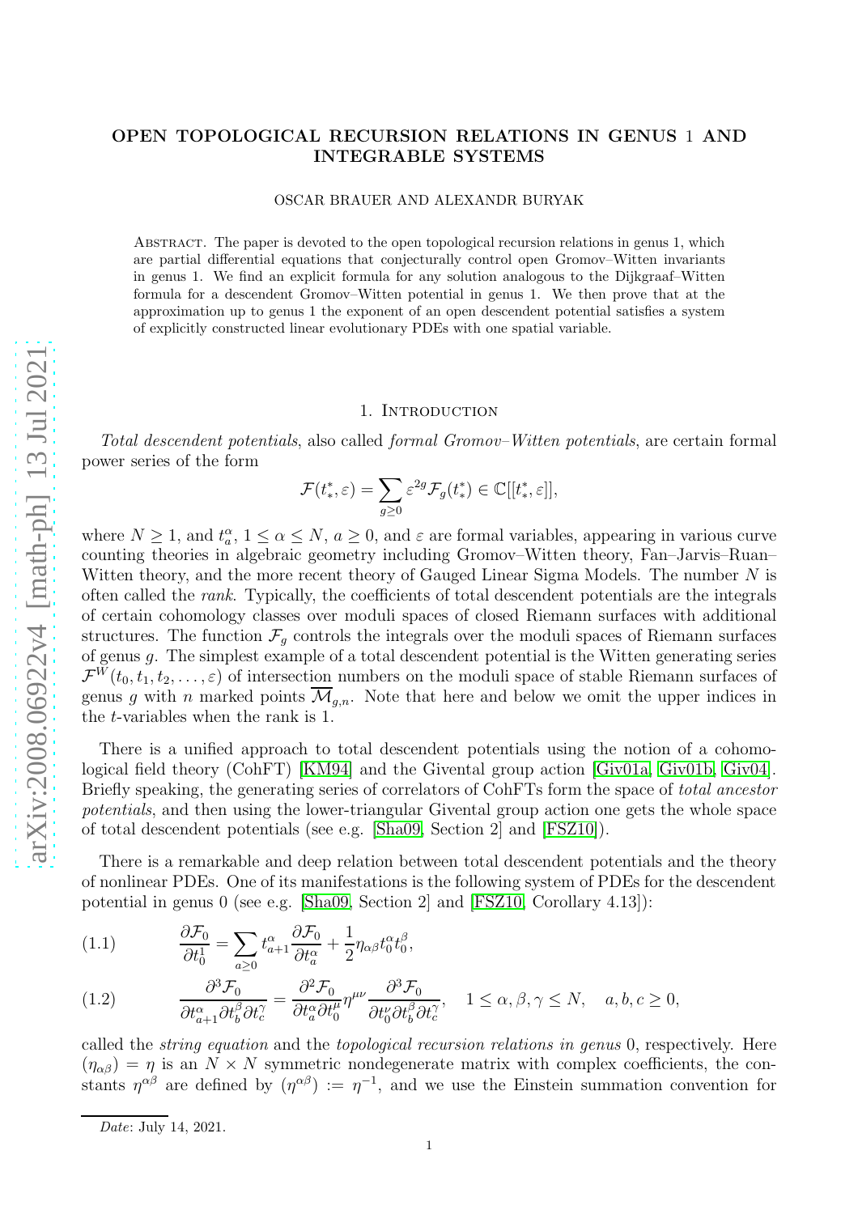# OPEN TOPOLOGICAL RECURSION RELATIONS IN GENUS 1 AND INTEGRABLE SYSTEMS

OSCAR BRAUER AND ALEXANDR BURYAK

Abstract. The paper is devoted to the open topological recursion relations in genus 1, which are partial differential equations that conjecturally control open Gromov–Witten invariants in genus 1. We find an explicit formula for any solution analogous to the Dijkgraaf–Witten formula for a descendent Gromov–Witten potential in genus 1. We then prove that at the approximation up to genus 1 the exponent of an open descendent potential satisfies a system of explicitly constructed linear evolutionary PDEs with one spatial variable.

## 1. Introduction

*Total descendent potentials*, also called *formal Gromov–Witten potentials*, are certain formal power series of the form

$$\mathcal{F}(t^*_*,\varepsilon)=\sum_{g\ge 0}\varepsilon^{2g}\mathcal{F}_g(t^*_*)\in\mathbb{C}[[t^*_*,\varepsilon]],$$

where $N\ge 1$, and $t^\alpha_a$, $1\le\alpha\le N$, $a\ge 0$, and $\varepsilon$ are formal variables, appearing in various curve counting theories in algebraic geometry including Gromov–Witten theory, Fan–Jarvis–Ruan–Witten theory, and the more recent theory of Gauged Linear Sigma Models. The number $N$ is often called the *rank*. Typically, the coefficients of total descendent potentials are the integrals of certain cohomology classes over moduli spaces of closed Riemann surfaces with additional structures. The function $\mathcal{F}_g$ controls the integrals over the moduli spaces of Riemann surfaces of genus $g$. The simplest example of a total descendent potential is the Witten generating series $\mathcal{F}^W(t_0,t_1,t_2,\ldots,\varepsilon)$ of intersection numbers on the moduli space of stable Riemann surfaces of genus $g$ with $n$ marked points $\overline{\mathcal{M}}_{g,n}$. Note that here and below we omit the upper indices in the $t$-variables when the rank is 1.

There is a unified approach to total descendent potentials using the notion of a cohomological field theory (CohFT) [KM94] and the Givental group action [Giv01a, Giv01b, Giv04]. Briefly speaking, the generating series of correlators of CohFTs form the space of *total ancestor potentials*, and then using the lower-triangular Givental group action one gets the whole space of total descendent potentials (see e.g. [Sha09, Section 2] and [FSZ10]).

There is a remarkable and deep relation between total descendent potentials and the theory of nonlinear PDEs. One of its manifestations is the following system of PDEs for the descendent potential in genus 0 (see e.g. [Sha09, Section 2] and [FSZ10, Corollary 4.13]):

$$\frac{\partial\mathcal{F}_0}{\partial t^1_0}=\sum_{a\ge 0}t^\alpha_{a+1}\frac{\partial\mathcal{F}_0}{\partial t^\alpha_a}+\frac{1}{2}\eta_{\alpha\beta}t^\alpha_0t^\beta_0, \tag{1.1}$$

$$\frac{\partial^3\mathcal{F}_0}{\partial t^\alpha_{a+1}\partial t^\beta_b\partial t^\gamma_c}=\frac{\partial^2\mathcal{F}_0}{\partial t^\alpha_a\partial t^\mu_0}\eta^{\mu\nu}\frac{\partial^3\mathcal{F}_0}{\partial t^\nu_0\partial t^\beta_b\partial t^\gamma_c},\quad 1\le\alpha,\beta,\gamma\le N,\quad a,b,c\ge 0, \tag{1.2}$$

called the *string equation* and the *topological recursion relations in genus* 0, respectively. Here $(\eta_{\alpha\beta})=\eta$ is an $N\times N$ symmetric nondegenerate matrix with complex coefficients, the constants $\eta^{\alpha\beta}$ are defined by $(\eta^{\alpha\beta}):=\eta^{-1}$, and we use the Einstein summation convention for

*Date*: July 14, 2021.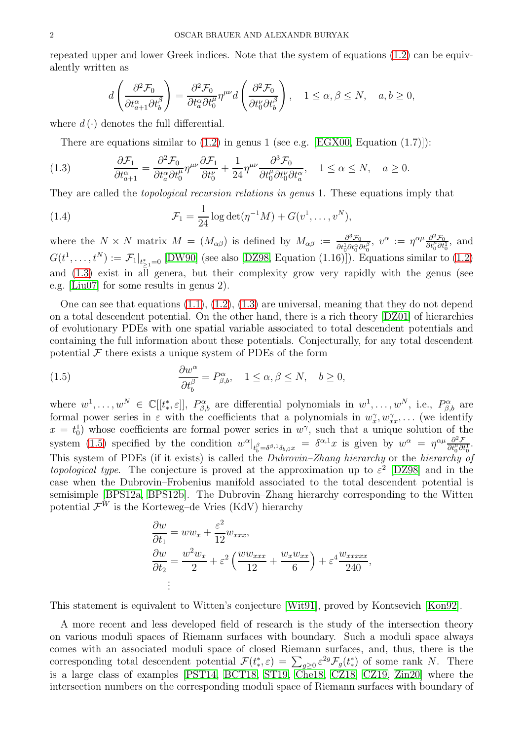repeated upper and lower Greek indices. Note that the system of equations (1.2) can be equivalently written as

$$d\left(\frac{\partial^2 \mathcal{F}_0}{\partial t^\alpha_{a+1}\partial t^\beta_b}\right) = \frac{\partial^2 \mathcal{F}_0}{\partial t^\alpha_a \partial t^\mu_0}\eta^{\mu\nu} d\left(\frac{\partial^2 \mathcal{F}_0}{\partial t^\nu_0 \partial t^\beta_b}\right), \quad 1 \le \alpha,\beta \le N, \quad a,b \ge 0,$$

where $d(\cdot)$ denotes the full differential.

There are equations similar to (1.2) in genus 1 (see e.g. [EGX00, Equation (1.7)]):

$$\frac{\partial \mathcal{F}_1}{\partial t^\alpha_{a+1}} = \frac{\partial^2 \mathcal{F}_0}{\partial t^\alpha_a \partial t^\mu_0}\eta^{\mu\nu}\frac{\partial \mathcal{F}_1}{\partial t^\nu_0} + \frac{1}{24}\eta^{\mu\nu}\frac{\partial^3 \mathcal{F}_0}{\partial t^\mu_0 \partial t^\nu_0 \partial t^\alpha_a}, \quad 1 \le \alpha \le N, \quad a \ge 0. \tag{1.3}$$

They are called the *topological recursion relations in genus* 1. These equations imply that

$$\mathcal{F}_1 = \frac{1}{24}\log\det(\eta^{-1}M) + G(v^1,\ldots,v^N), \tag{1.4}$$

where the $N\times N$ matrix $M = (M_{\alpha\beta})$ is defined by $M_{\alpha\beta} := \frac{\partial^3 \mathcal{F}_0}{\partial t^1_0 \partial t^\alpha_0 \partial t^\beta_0}$, $v^\alpha := \eta^{\alpha\mu}\frac{\partial^2 \mathcal{F}_0}{\partial t^\mu_0 \partial t^1_0}$, and $G(t^1,\ldots,t^N) := \mathcal{F}_1|_{t^*_{\ge 1}=0}$ [DW90] (see also [DZ98, Equation (1.16)]). Equations similar to (1.2) and (1.3) exist in all genera, but their complexity grow very rapidly with the genus (see e.g. [Liu07] for some results in genus 2).

One can see that equations (1.1), (1.2), (1.3) are universal, meaning that they do not depend on a total descendent potential. On the other hand, there is a rich theory [DZ01] of hierarchies of evolutionary PDEs with one spatial variable associated to total descendent potentials and containing the full information about these potentials. Conjecturally, for any total descendent potential $\mathcal{F}$ there exists a unique system of PDEs of the form

$$\frac{\partial w^\alpha}{\partial t^\beta_b} = P^\alpha_{\beta,b}, \quad 1 \le \alpha,\beta \le N, \quad b \ge 0, \tag{1.5}$$

where $w^1,\ldots,w^N \in \mathbb{C}[[t^*_*,\varepsilon]]$, $P^\alpha_{\beta,b}$ are differential polynomials in $w^1,\ldots,w^N$, i.e., $P^\alpha_{\beta,b}$ are formal power series in $\varepsilon$ with the coefficients that a polynomials in $w^\gamma_x, w^\gamma_{xx},\ldots$ (we identify $x = t^1_0$) whose coefficients are formal power series in $w^\gamma$, such that a unique solution of the system (1.5) specified by the condition $w^\alpha|_{t^\beta_b = \delta^{\beta,1}\delta_{b,0}x} = \delta^{\alpha,1}x$ is given by $w^\alpha = \eta^{\alpha\mu}\frac{\partial^2 \mathcal{F}}{\partial t^\mu_0 \partial t^1_0}$. This system of PDEs (if it exists) is called the *Dubrovin–Zhang hierarchy* or the *hierarchy of topological type*. The conjecture is proved at the approximation up to $\varepsilon^2$ [DZ98] and in the case when the Dubrovin–Frobenius manifold associated to the total descendent potential is semisimple [BPS12a, BPS12b]. The Dubrovin–Zhang hierarchy corresponding to the Witten potential $\mathcal{F}^W$ is the Korteweg–de Vries (KdV) hierarchy

$$\begin{aligned}
\frac{\partial w}{\partial t_1} &= ww_x + \frac{\varepsilon^2}{12}w_{xxx},\\
\frac{\partial w}{\partial t_2} &= \frac{w^2 w_x}{2} + \varepsilon^2\left(\frac{ww_{xxx}}{12} + \frac{w_x w_{xx}}{6}\right) + \varepsilon^4\frac{w_{xxxxx}}{240},\\
&\vdots
\end{aligned}$$

This statement is equivalent to Witten's conjecture [Wit91], proved by Kontsevich [Kon92].

A more recent and less developed field of research is the study of the intersection theory on various moduli spaces of Riemann surfaces with boundary. Such a moduli space always comes with an associated moduli space of closed Riemann surfaces, and, thus, there is the corresponding total descendent potential $\mathcal{F}(t^*_*,\varepsilon) = \sum_{g\ge 0}\varepsilon^{2g}\mathcal{F}_g(t^*_*)$ of some rank $N$. There is a large class of examples [PST14, BCT18, ST19, Che18, CZ18, CZ19, Zin20] where the intersection numbers on the corresponding moduli space of Riemann surfaces with boundary of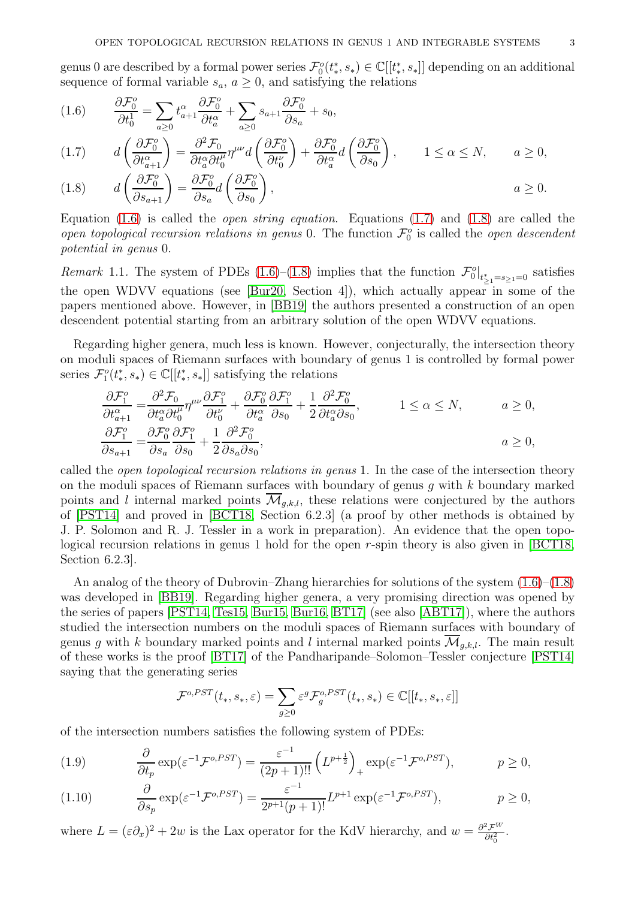genus 0 are described by a formal power series $\mathcal{F}_0^o(t_*^*, s_*) \in \mathbb{C}[[t_*^*, s_*]]$ depending on an additional sequence of formal variable $s_a$, $a \geq 0$, and satisfying the relations

$$
\frac{\partial \mathcal{F}_0^o}{\partial t_0^1} = \sum_{a\geq 0} t_{a+1}^\alpha \frac{\partial \mathcal{F}_0^o}{\partial t_a^\alpha} + \sum_{a \geq 0} s_{a+1} \frac{\partial \mathcal{F}_0^o}{\partial s_a} + s_0, \tag{1.6}
$$

$$
d\left(\frac{\partial \mathcal{F}_0^o}{\partial t_{a+1}^\alpha}\right) = \frac{\partial^2 \mathcal{F}_0}{\partial t_a^\alpha \partial t_0^\mu} \eta^{\mu\nu} d\left(\frac{\partial \mathcal{F}_0^o}{\partial t_0^\nu}\right) + \frac{\partial \mathcal{F}_0^o}{\partial t_a^\alpha} d\left(\frac{\partial \mathcal{F}_0^o}{\partial s_0}\right), \qquad 1 \leq \alpha \leq N, \qquad a \geq 0, \tag{1.7}
$$

$$
d\left(\frac{\partial \mathcal{F}_0^o}{\partial s_{a+1}}\right) = \frac{\partial \mathcal{F}_0^o}{\partial s_a} d\left(\frac{\partial \mathcal{F}_0^o}{\partial s_0}\right), \qquad a \geq 0. \tag{1.8}
$$

Equation (1.6) is called the *open string equation*. Equations (1.7) and (1.8) are called the *open topological recursion relations in genus* 0. The function $\mathcal{F}_0^o$ is called the *open descendent potential in genus* 0.

*Remark* 1.1. The system of PDEs (1.6)–(1.8) implies that the function $\mathcal{F}_0^o|_{t_{\geq 1}^*=s_{\geq 1}=0}$ satisfies the open WDVV equations (see [Bur20, Section 4]), which actually appear in some of the papers mentioned above. However, in [BB19] the authors presented a construction of an open descendent potential starting from an arbitrary solution of the open WDVV equations.

Regarding higher genera, much less is known. However, conjecturally, the intersection theory on moduli spaces of Riemann surfaces with boundary of genus 1 is controlled by formal power series $\mathcal{F}_1^o(t_*^*, s_*) \in \mathbb{C}[[t_*^*, s_*]]$ satisfying the relations

$$
\begin{aligned}
\frac{\partial \mathcal{F}_1^o}{\partial t_{a+1}^\alpha} &= \frac{\partial^2 \mathcal{F}_0}{\partial t_a^\alpha \partial t_0^\mu} \eta^{\mu\nu} \frac{\partial \mathcal{F}_1^o}{\partial t_0^\nu} + \frac{\partial \mathcal{F}_0^o}{\partial t_a^\alpha} \frac{\partial \mathcal{F}_1^o}{\partial s_0} + \frac{1}{2} \frac{\partial^2 \mathcal{F}_0^o}{\partial t_a^\alpha \partial s_0}, \qquad 1 \leq \alpha \leq N, \qquad a \geq 0,\\
\frac{\partial \mathcal{F}_1^o}{\partial s_{a+1}} &= \frac{\partial \mathcal{F}_0^o}{\partial s_a} \frac{\partial \mathcal{F}_1^o}{\partial s_0} + \frac{1}{2} \frac{\partial^2 \mathcal{F}_0^o}{\partial s_a \partial s_0}, \qquad a \geq 0,
\end{aligned}
$$

called the *open topological recursion relations in genus* 1. In the case of the intersection theory on the moduli spaces of Riemann surfaces with boundary of genus $g$ with $k$ boundary marked points and $l$ internal marked points $\overline{\mathcal{M}}_{g,k,l}$, these relations were conjectured by the authors of [PST14] and proved in [BCT18, Section 6.2.3] (a proof by other methods is obtained by J. P. Solomon and R. J. Tessler in a work in preparation). An evidence that the open topological recursion relations in genus 1 hold for the open $r$-spin theory is also given in [BCT18, Section 6.2.3].

An analog of the theory of Dubrovin–Zhang hierarchies for solutions of the system (1.6)–(1.8) was developed in [BB19]. Regarding higher genera, a very promising direction was opened by the series of papers [PST14, Tes15, Bur15, Bur16, BT17] (see also [ABT17]), where the authors studied the intersection numbers on the moduli spaces of Riemann surfaces with boundary of genus $g$ with $k$ boundary marked points and $l$ internal marked points $\overline{\mathcal{M}}_{g,k,l}$. The main result of these works is the proof [BT17] of the Pandharipande–Solomon–Tessler conjecture [PST14] saying that the generating series

$$
\mathcal{F}^{o,PST}(t_*, s_*, \varepsilon) = \sum_{g \geq 0} \varepsilon^g \mathcal{F}_g^{o,PST}(t_*, s_*) \in \mathbb{C}[[t_*, s_*, \varepsilon]]
$$

of the intersection numbers satisfies the following system of PDEs:

$$
\frac{\partial}{\partial t_p} \exp(\varepsilon^{-1} \mathcal{F}^{o,PST}) = \frac{\varepsilon^{-1}}{(2p+1)!!} \left(L^{p+\frac{1}{2}}\right)_+ \exp(\varepsilon^{-1} \mathcal{F}^{o,PST}), \qquad p \geq 0, \tag{1.9}
$$

$$
\frac{\partial}{\partial s_p} \exp(\varepsilon^{-1} \mathcal{F}^{o,PST}) = \frac{\varepsilon^{-1}}{2^{p+1}(p+1)!} L^{p+1} \exp(\varepsilon^{-1} \mathcal{F}^{o,PST}), \qquad p \geq 0, \tag{1.10}
$$

where $L = (\varepsilon \partial_x)^2 + 2w$ is the Lax operator for the KdV hierarchy, and $w = \frac{\partial^2 \mathcal{F}^W}{\partial t_0^2}$.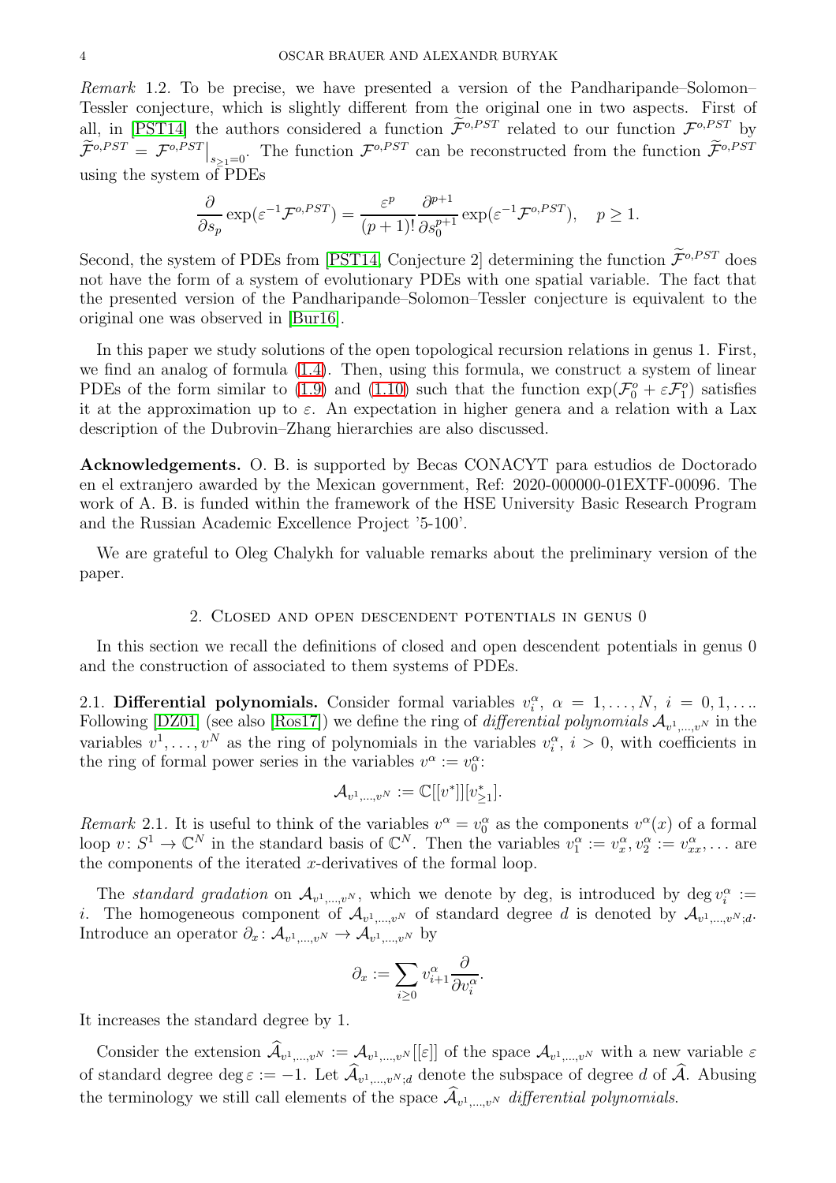*Remark* 1.2. To be precise, we have presented a version of the Pandharipande–Solomon–Tessler conjecture, which is slightly different from the original one in two aspects. First of all, in [PST14] the authors considered a function $\widetilde{\mathcal{F}}^{o,PST}$ related to our function $\mathcal{F}^{o,PST}$ by $\widetilde{\mathcal{F}}^{o,PST} = \mathcal{F}^{o,PST}\big|_{s_{\geq 1}=0}$. The function $\mathcal{F}^{o,PST}$ can be reconstructed from the function $\widetilde{\mathcal{F}}^{o,PST}$ using the system of PDEs

$$\frac{\partial}{\partial s_p}\exp(\varepsilon^{-1}\mathcal{F}^{o,PST}) = \frac{\varepsilon^p}{(p+1)!}\frac{\partial^{p+1}}{\partial s_0^{p+1}}\exp(\varepsilon^{-1}\mathcal{F}^{o,PST}), \quad p \geq 1.$$

Second, the system of PDEs from [PST14, Conjecture 2] determining the function $\widetilde{\mathcal{F}}^{o,PST}$ does not have the form of a system of evolutionary PDEs with one spatial variable. The fact that the presented version of the Pandharipande–Solomon–Tessler conjecture is equivalent to the original one was observed in [Bur16].

In this paper we study solutions of the open topological recursion relations in genus 1. First, we find an analog of formula (1.4). Then, using this formula, we construct a system of linear PDEs of the form similar to (1.9) and (1.10) such that the function $\exp(\mathcal{F}^o_0 + \varepsilon\mathcal{F}^o_1)$ satisfies it at the approximation up to $\varepsilon$. An expectation in higher genera and a relation with a Lax description of the Dubrovin–Zhang hierarchies are also discussed.

**Acknowledgements.** O. B. is supported by Becas CONACYT para estudios de Doctorado en el extranjero awarded by the Mexican government, Ref: 2020-000000-01EXTF-00096. The work of A. B. is funded within the framework of the HSE University Basic Research Program and the Russian Academic Excellence Project '5-100'.

We are grateful to Oleg Chalykh for valuable remarks about the preliminary version of the paper.

## 2. Closed and open descendent potentials in genus 0

In this section we recall the definitions of closed and open descendent potentials in genus 0 and the construction of associated to them systems of PDEs.

2.1. **Differential polynomials.** Consider formal variables $v^\alpha_i$, $\alpha = 1,\ldots,N$, $i = 0,1,\ldots$. Following [DZ01] (see also [Ros17]) we define the ring of *differential polynomials* $\mathcal{A}_{v^1,\ldots,v^N}$ in the variables $v^1,\ldots,v^N$ as the ring of polynomials in the variables $v^\alpha_i$, $i > 0$, with coefficients in the ring of formal power series in the variables $v^\alpha := v^\alpha_0$:

$$\mathcal{A}_{v^1,\ldots,v^N} := \mathbb{C}[[v^*]][v^*_{\geq 1}].$$

*Remark* 2.1. It is useful to think of the variables $v^\alpha = v^\alpha_0$ as the components $v^\alpha(x)$ of a formal loop $v\colon S^1 \to \mathbb{C}^N$ in the standard basis of $\mathbb{C}^N$. Then the variables $v^\alpha_1 := v^\alpha_x, v^\alpha_2 := v^\alpha_{xx},\ldots$ are the components of the iterated $x$-derivatives of the formal loop.

The *standard gradation* on $\mathcal{A}_{v^1,\ldots,v^N}$, which we denote by deg, is introduced by $\deg v^\alpha_i := i$. The homogeneous component of $\mathcal{A}_{v^1,\ldots,v^N}$ of standard degree $d$ is denoted by $\mathcal{A}_{v^1,\ldots,v^N;d}$. Introduce an operator $\partial_x\colon \mathcal{A}_{v^1,\ldots,v^N} \to \mathcal{A}_{v^1,\ldots,v^N}$ by

$$\partial_x := \sum_{i\geq 0} v^\alpha_{i+1}\frac{\partial}{\partial v^\alpha_i}.$$

It increases the standard degree by 1.

Consider the extension $\widehat{\mathcal{A}}_{v^1,\ldots,v^N} := \mathcal{A}_{v^1,\ldots,v^N}[[\varepsilon]]$ of the space $\mathcal{A}_{v^1,\ldots,v^N}$ with a new variable $\varepsilon$ of standard degree $\deg\varepsilon := -1$. Let $\widehat{\mathcal{A}}_{v^1,\ldots,v^N;d}$ denote the subspace of degree $d$ of $\widehat{\mathcal{A}}$. Abusing the terminology we still call elements of the space $\widehat{\mathcal{A}}_{v^1,\ldots,v^N}$ *differential polynomials*.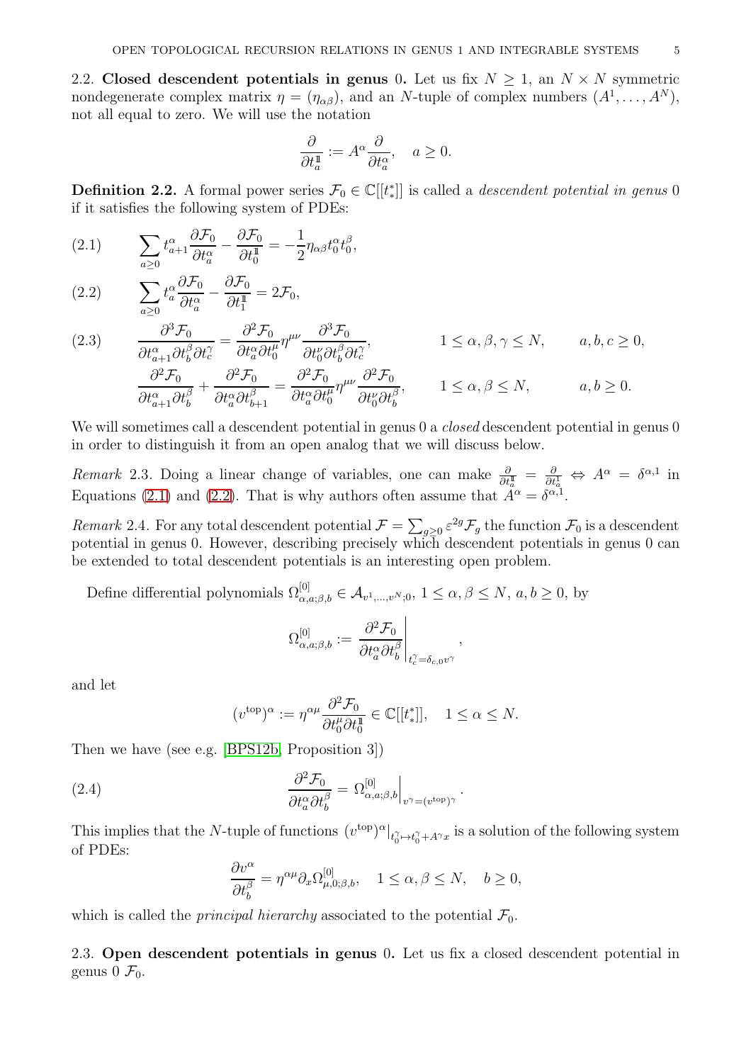**2.2. Closed descendent potentials in genus 0.** Let us fix $N \geq 1$, an $N \times N$ symmetric nondegenerate complex matrix $\eta = (\eta_{\alpha\beta})$, and an $N$-tuple of complex numbers $(A^1, \ldots, A^N)$, not all equal to zero. We will use the notation

$$\frac{\partial}{\partial t^{1\!\!1}_a} := A^\alpha \frac{\partial}{\partial t^\alpha_a}, \quad a \geq 0.$$

**Definition 2.2.** A formal power series $\mathcal{F}_0 \in \mathbb{C}[[t^*_*]]$ is called a *descendent potential in genus* 0 if it satisfies the following system of PDEs:

$$\sum_{a\geq 0} t^\alpha_{a+1} \frac{\partial \mathcal{F}_0}{\partial t^\alpha_a} - \frac{\partial \mathcal{F}_0}{\partial t^{1\!\!1}_0} = -\frac{1}{2}\eta_{\alpha\beta} t^\alpha_0 t^\beta_0, \tag{2.1}$$

$$\sum_{a\geq 0} t^\alpha_a \frac{\partial \mathcal{F}_0}{\partial t^\alpha_a} - \frac{\partial \mathcal{F}_0}{\partial t^{1\!\!1}_1} = 2\mathcal{F}_0, \tag{2.2}$$

$$\frac{\partial^3 \mathcal{F}_0}{\partial t^\alpha_{a+1} \partial t^\beta_b \partial t^\gamma_c} = \frac{\partial^2 \mathcal{F}_0}{\partial t^\alpha_a \partial t^\mu_0} \eta^{\mu\nu} \frac{\partial^3 \mathcal{F}_0}{\partial t^\nu_0 \partial t^\beta_b \partial t^\gamma_c}, \qquad 1 \leq \alpha, \beta, \gamma \leq N, \qquad a, b, c \geq 0, \tag{2.3}$$

$$\frac{\partial^2 \mathcal{F}_0}{\partial t^\alpha_{a+1} \partial t^\beta_b} + \frac{\partial^2 \mathcal{F}_0}{\partial t^\alpha_a \partial t^\beta_{b+1}} = \frac{\partial^2 \mathcal{F}_0}{\partial t^\alpha_a \partial t^\mu_0} \eta^{\mu\nu} \frac{\partial^2 \mathcal{F}_0}{\partial t^\nu_0 \partial t^\beta_b}, \qquad 1 \leq \alpha, \beta \leq N, \qquad a, b \geq 0.$$

We will sometimes call a descendent potential in genus 0 a *closed* descendent potential in genus 0 in order to distinguish it from an open analog that we will discuss below.

*Remark* 2.3. Doing a linear change of variables, one can make $\frac{\partial}{\partial t^{1\!\!1}_a} = \frac{\partial}{\partial t^1_a} \Leftrightarrow A^\alpha = \delta^{\alpha,1}$ in Equations (2.1) and (2.2). That is why authors often assume that $A^\alpha = \delta^{\alpha,1}$.

*Remark* 2.4. For any total descendent potential $\mathcal{F} = \sum_{g\geq 0} \varepsilon^{2g} \mathcal{F}_g$ the function $\mathcal{F}_0$ is a descendent potential in genus 0. However, describing precisely which descendent potentials in genus 0 can be extended to total descendent potentials is an interesting open problem.

Define differential polynomials $\Omega^{[0]}_{\alpha,a;\beta,b} \in \mathcal{A}_{v^1,\ldots,v^N;0}$, $1 \leq \alpha, \beta \leq N$, $a, b \geq 0$, by

$$\Omega^{[0]}_{\alpha,a;\beta,b} := \left. \frac{\partial^2 \mathcal{F}_0}{\partial t^\alpha_a \partial t^\beta_b} \right|_{t^\gamma_c = \delta_{c,0} v^\gamma},$$

and let

$$(v^{\mathrm{top}})^\alpha := \eta^{\alpha\mu} \frac{\partial^2 \mathcal{F}_0}{\partial t^\mu_0 \partial t^{1\!\!1}_0} \in \mathbb{C}[[t^*_*]], \quad 1 \leq \alpha \leq N.$$

Then we have (see e.g. [BPS12b, Proposition 3])

$$\frac{\partial^2 \mathcal{F}_0}{\partial t^\alpha_a \partial t^\beta_b} = \left. \Omega^{[0]}_{\alpha,a;\beta,b} \right|_{v^\gamma = (v^{\mathrm{top}})^\gamma}. \tag{2.4}$$

This implies that the $N$-tuple of functions $(v^{\mathrm{top}})^\alpha|_{t^\gamma_0 \mapsto t^\gamma_0 + A^\gamma x}$ is a solution of the following system of PDEs:

$$\frac{\partial v^\alpha}{\partial t^\beta_b} = \eta^{\alpha\mu} \partial_x \Omega^{[0]}_{\mu,0;\beta,b}, \quad 1 \leq \alpha, \beta \leq N, \quad b \geq 0,$$

which is called the *principal hierarchy* associated to the potential $\mathcal{F}_0$.

**2.3. Open descendent potentials in genus 0.** Let us fix a closed descendent potential in genus 0 $\mathcal{F}_0$.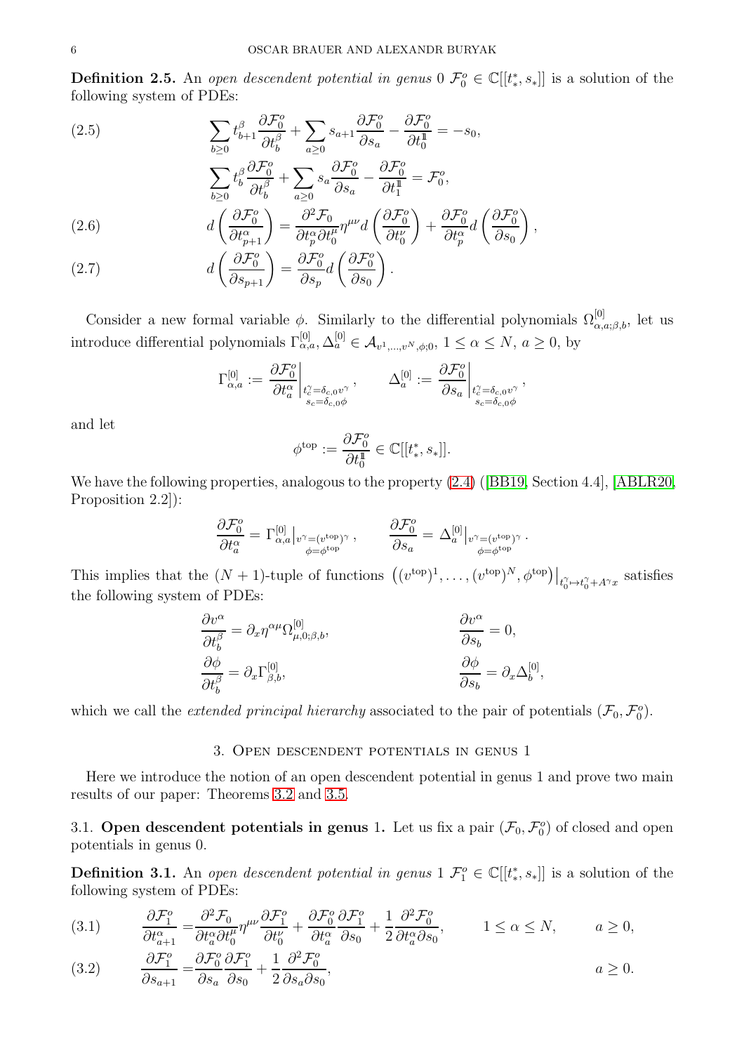**Definition 2.5.** An *open descendent potential in genus 0* $\mathcal{F}_0^o \in \mathbb{C}[[t^*_*, s_*]]$ is a solution of the following system of PDEs:

$$\sum_{b\geq 0} t^\beta_{b+1}\frac{\partial \mathcal{F}^o_0}{\partial t^\beta_b} + \sum_{a\geq 0} s_{a+1}\frac{\partial \mathcal{F}^o_0}{\partial s_a} - \frac{\partial \mathcal{F}^o_0}{\partial t^{1\!\!1}_0} = -s_0, \tag{2.5}$$

$$\sum_{b\geq 0} t^\beta_{b}\frac{\partial \mathcal{F}^o_0}{\partial t^\beta_b} + \sum_{a\geq 0} s_{a}\frac{\partial \mathcal{F}^o_0}{\partial s_a} - \frac{\partial \mathcal{F}^o_0}{\partial t^{1\!\!1}_1} = \mathcal{F}^o_0,$$

$$d\left(\frac{\partial \mathcal{F}^o_0}{\partial t^\alpha_{p+1}}\right) = \frac{\partial^2 \mathcal{F}_0}{\partial t^\alpha_p \partial t^\mu_0}\eta^{\mu\nu} d\left(\frac{\partial \mathcal{F}^o_0}{\partial t^\nu_0}\right) + \frac{\partial \mathcal{F}^o_0}{\partial t^\alpha_p} d\left(\frac{\partial \mathcal{F}^o_0}{\partial s_0}\right), \tag{2.6}$$

$$d\left(\frac{\partial \mathcal{F}^o_0}{\partial s_{p+1}}\right) = \frac{\partial \mathcal{F}^o_0}{\partial s_p} d\left(\frac{\partial \mathcal{F}^o_0}{\partial s_0}\right). \tag{2.7}$$

Consider a new formal variable $\phi$. Similarly to the differential polynomials $\Omega^{[0]}_{\alpha,a;\beta,b}$, let us introduce differential polynomials $\Gamma^{[0]}_{\alpha,a}, \Delta^{[0]}_a \in \mathcal{A}_{v^1,\ldots,v^N,\phi;0}$, $1 \leq \alpha \leq N$, $a \geq 0$, by

$$\Gamma^{[0]}_{\alpha,a} := \left.\frac{\partial \mathcal{F}^o_0}{\partial t^\alpha_a}\right|_{\substack{t^\gamma_c = \delta_{c,0}v^\gamma \\ s_c=\delta_{c,0}\phi}}, \qquad \Delta^{[0]}_a := \left.\frac{\partial \mathcal{F}^o_0}{\partial s_a}\right|_{\substack{t^\gamma_c = \delta_{c,0}v^\gamma \\ s_c=\delta_{c,0}\phi}},$$

and let

$$\phi^{\mathrm{top}} := \frac{\partial \mathcal{F}^o_0}{\partial t^{1\!\!1}_0} \in \mathbb{C}[[t^*_*, s_*]].$$

We have the following properties, analogous to the property (2.4) ([BB19, Section 4.4], [ABLR20, Proposition 2.2]):

$$\frac{\partial \mathcal{F}^o_0}{\partial t^\alpha_a} = \Gamma^{[0]}_{\alpha,a}\big|_{\substack{v^\gamma = (v^{\mathrm{top}})^\gamma \\ \phi=\phi^{\mathrm{top}}}}, \qquad \frac{\partial \mathcal{F}^o_0}{\partial s_a} = \Delta^{[0]}_a\big|_{\substack{v^\gamma = (v^{\mathrm{top}})^\gamma \\ \phi=\phi^{\mathrm{top}}}}.$$

This implies that the $(N+1)$-tuple of functions $\left((v^{\mathrm{top}})^1, \ldots, (v^{\mathrm{top}})^N, \phi^{\mathrm{top}}\right)\big|_{t^\gamma_0 \mapsto t^\gamma_0 + A^\gamma x}$ satisfies the following system of PDEs:

$$\frac{\partial v^\alpha}{\partial t^\beta_b} = \partial_x \eta^{\alpha\mu}\Omega^{[0]}_{\mu,0;\beta,b}, \qquad \frac{\partial v^\alpha}{\partial s_b} = 0,$$

$$\frac{\partial \phi}{\partial t^\beta_b} = \partial_x \Gamma^{[0]}_{\beta,b}, \qquad \frac{\partial \phi}{\partial s_b} = \partial_x \Delta^{[0]}_b,$$

which we call the *extended principal hierarchy* associated to the pair of potentials $(\mathcal{F}_0, \mathcal{F}^o_0)$.

## 3. Open descendent potentials in genus 1

Here we introduce the notion of an open descendent potential in genus 1 and prove two main results of our paper: Theorems 3.2 and 3.5.

### 3.1. Open descendent potentials in genus 1.

Let us fix a pair $(\mathcal{F}_0, \mathcal{F}^o_0)$ of closed and open potentials in genus 0.

**Definition 3.1.** An *open descendent potential in genus 1* $\mathcal{F}^o_1 \in \mathbb{C}[[t^*_*, s_*]]$ is a solution of the following system of PDEs:

$$\frac{\partial \mathcal{F}^o_1}{\partial t^\alpha_{a+1}} = \frac{\partial^2 \mathcal{F}_0}{\partial t^\alpha_a \partial t^\mu_0}\eta^{\mu\nu}\frac{\partial \mathcal{F}^o_1}{\partial t^\nu_0} + \frac{\partial \mathcal{F}^o_0}{\partial t^\alpha_a}\frac{\partial \mathcal{F}^o_1}{\partial s_0} + \frac{1}{2}\frac{\partial^2 \mathcal{F}^o_0}{\partial t^\alpha_a \partial s_0}, \qquad 1 \leq \alpha \leq N, \qquad a \geq 0, \tag{3.1}$$

$$\frac{\partial \mathcal{F}^o_1}{\partial s_{a+1}} = \frac{\partial \mathcal{F}^o_0}{\partial s_a}\frac{\partial \mathcal{F}^o_1}{\partial s_0} + \frac{1}{2}\frac{\partial^2 \mathcal{F}^o_0}{\partial s_a \partial s_0}, \qquad a \geq 0. \tag{3.2}$$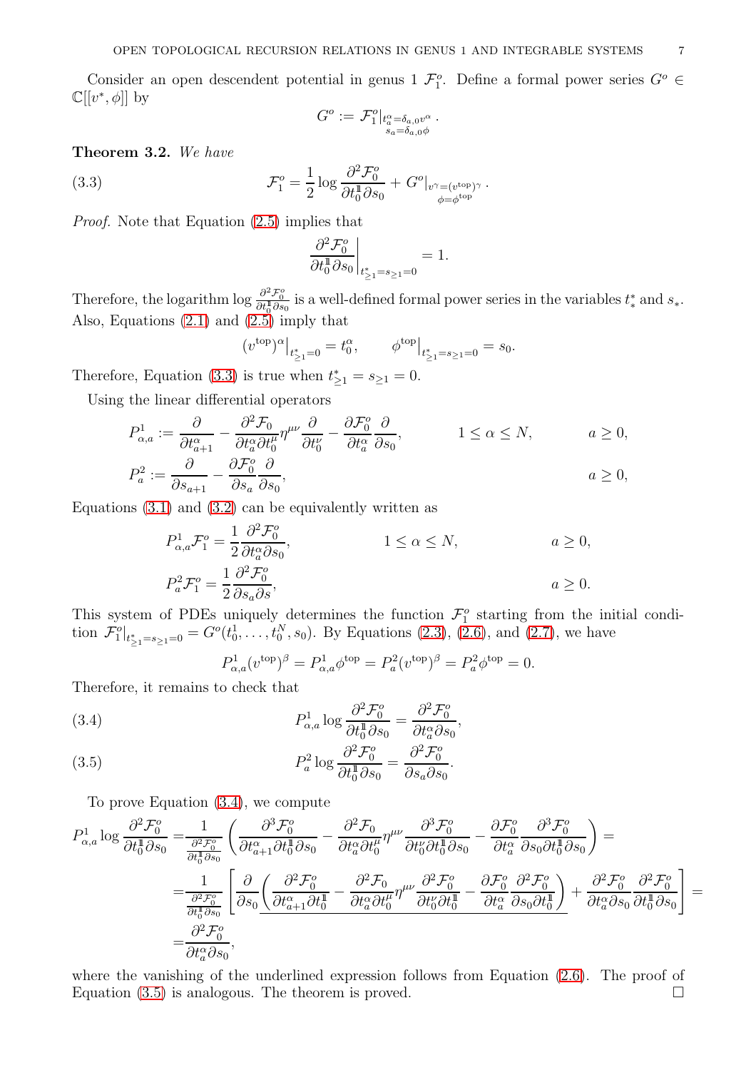Consider an open descendent potential in genus 1 $\mathcal{F}_1^o$. Define a formal power series $G^o \in \mathbb{C}[[v^*, \phi]]$ by

$$G^o := \mathcal{F}_1^o|_{\substack{t^\alpha_a = \delta_{a,0} v^\alpha \\ s_a = \delta_{a,0}\phi}}.$$

**Theorem 3.2.** *We have*

$$\mathcal{F}_1^o = \frac{1}{2}\log \frac{\partial^2 \mathcal{F}_0^o}{\partial t_0^{1\!\!1} \partial s_0} + G^o|_{\substack{v^\gamma = (v^{\text{top}})^\gamma \\ \phi = \phi^{\text{top}}}}. \tag{3.3}$$

*Proof.* Note that Equation (2.5) implies that

$$\left.\frac{\partial^2 \mathcal{F}_0^o}{\partial t_0^{1\!\!1} \partial s_0}\right|_{t^*_{\ge 1} = s_{\ge 1} = 0} = 1.$$

Therefore, the logarithm $\log \frac{\partial^2 \mathcal{F}_0^o}{\partial t_0^{1\!\!1} \partial s_0}$ is a well-defined formal power series in the variables $t^*_*$ and $s_*$. Also, Equations (2.1) and (2.5) imply that

$$(v^{\text{top}})^\alpha|_{t^*_{\ge 1} = 0} = t_0^\alpha, \qquad \phi^{\text{top}}|_{t^*_{\ge 1} = s_{\ge 1} = 0} = s_0.$$

Therefore, Equation (3.3) is true when $t^*_{\ge 1} = s_{\ge 1} = 0$.

Using the linear differential operators

$$P^1_{\alpha,a} := \frac{\partial}{\partial t^\alpha_{a+1}} - \frac{\partial^2 \mathcal{F}_0}{\partial t^\alpha_a \partial t^\mu_0}\eta^{\mu\nu}\frac{\partial}{\partial t^\nu_0} - \frac{\partial \mathcal{F}_0^o}{\partial t^\alpha_a}\frac{\partial}{\partial s_0}, \qquad 1 \le \alpha \le N, \qquad a \ge 0,$$

$$P^2_a := \frac{\partial}{\partial s_{a+1}} - \frac{\partial \mathcal{F}_0^o}{\partial s_a}\frac{\partial}{\partial s_0}, \qquad a \ge 0,$$

Equations (3.1) and (3.2) can be equivalently written as

$$P^1_{\alpha,a}\mathcal{F}_1^o = \frac{1}{2}\frac{\partial^2 \mathcal{F}_0^o}{\partial t^\alpha_a \partial s_0}, \qquad 1 \le \alpha \le N, \qquad a \ge 0,$$

$$P^2_a \mathcal{F}_1^o = \frac{1}{2}\frac{\partial^2 \mathcal{F}_0^o}{\partial s_a \partial s}, \qquad a \ge 0.$$

This system of PDEs uniquely determines the function $\mathcal{F}_1^o$ starting from the initial condition $\mathcal{F}_1^o|_{t^*_{\ge 1} = s_{\ge 1} = 0} = G^o(t_0^1, \ldots, t_0^N, s_0)$. By Equations (2.3), (2.6), and (2.7), we have

$$P^1_{\alpha,a}(v^{\text{top}})^\beta = P^1_{\alpha,a}\phi^{\text{top}} = P^2_a (v^{\text{top}})^\beta = P^2_a \phi^{\text{top}} = 0.$$

Therefore, it remains to check that

$$P^1_{\alpha,a}\log\frac{\partial^2 \mathcal{F}_0^o}{\partial t_0^{1\!\!1} \partial s_0} = \frac{\partial^2 \mathcal{F}_0^o}{\partial t^\alpha_a \partial s_0}, \tag{3.4}$$

$$P^2_a \log\frac{\partial^2 \mathcal{F}_0^o}{\partial t_0^{1\!\!1} \partial s_0} = \frac{\partial^2 \mathcal{F}_0^o}{\partial s_a \partial s_0}. \tag{3.5}$$

To prove Equation (3.4), we compute

$$\begin{aligned}
P^1_{\alpha,a}\log\frac{\partial^2 \mathcal{F}_0^o}{\partial t_0^{1\!\!1} \partial s_0} =& \frac{1}{\frac{\partial^2 \mathcal{F}_0^o}{\partial t_0^{1\!\!1}\partial s_0}}\left(\frac{\partial^3 \mathcal{F}_0^o}{\partial t^\alpha_{a+1}\partial t_0^{1\!\!1}\partial s_0} - \frac{\partial^2 \mathcal{F}_0}{\partial t^\alpha_a \partial t^\mu_0}\eta^{\mu\nu}\frac{\partial^3 \mathcal{F}_0^o}{\partial t^\nu_0 \partial t_0^{1\!\!1}\partial s_0} - \frac{\partial \mathcal{F}_0^o}{\partial t^\alpha_a}\frac{\partial^3 \mathcal{F}_0^o}{\partial s_0 \partial t_0^{1\!\!1}\partial s_0}\right) = \\
=& \frac{1}{\frac{\partial^2 \mathcal{F}_0^o}{\partial t_0^{1\!\!1}\partial s_0}}\left[\frac{\partial}{\partial s_0}\underline{\left(\frac{\partial^2 \mathcal{F}_0^o}{\partial t^\alpha_{a+1}\partial t_0^{1\!\!1}} - \frac{\partial^2 \mathcal{F}_0}{\partial t^\alpha_a \partial t^\mu_0}\eta^{\mu\nu}\frac{\partial^2 \mathcal{F}_0^o}{\partial t^\nu_0 \partial t_0^{1\!\!1}} - \frac{\partial \mathcal{F}_0^o}{\partial t^\alpha_a}\frac{\partial^2 \mathcal{F}_0^o}{\partial s_0 \partial t_0^{1\!\!1}}\right)} + \frac{\partial^2 \mathcal{F}_0^o}{\partial t^\alpha_a \partial s_0}\frac{\partial^2 \mathcal{F}_0^o}{\partial t_0^{1\!\!1}\partial s_0}\right] = \\
=& \frac{\partial^2 \mathcal{F}_0^o}{\partial t^\alpha_a \partial s_0},
\end{aligned}$$

where the vanishing of the underlined expression follows from Equation (2.6). The proof of Equation (3.5) is analogous. The theorem is proved. $\square$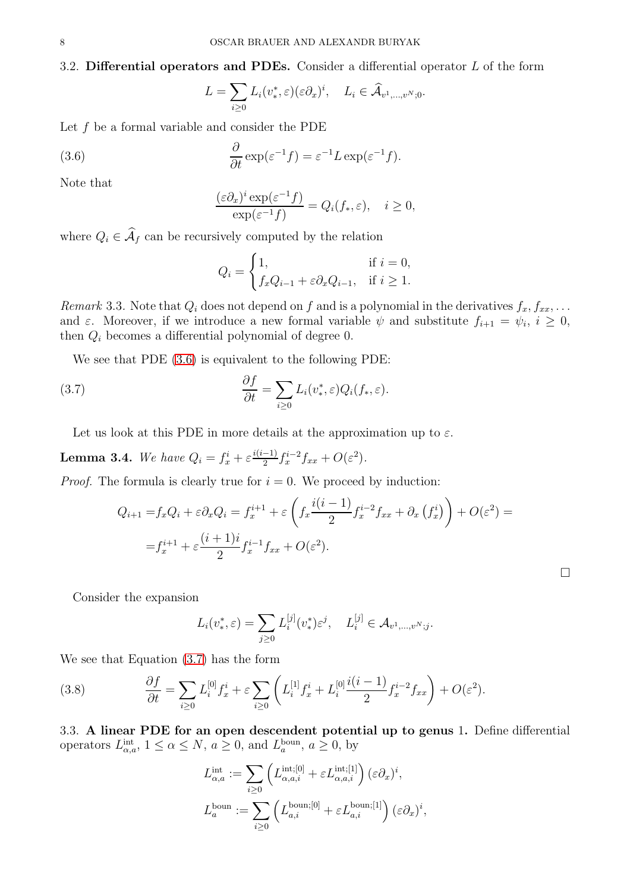### 3.2. **Differential operators and PDEs.**

Consider a differential operator $L$ of the form

$$L = \sum_{i\ge 0} L_i(v^*_*,\varepsilon)(\varepsilon\partial_x)^i, \quad L_i \in \widehat{\mathcal{A}}_{v^1,\dots,v^N;0}.$$

Let $f$ be a formal variable and consider the PDE

$$\frac{\partial}{\partial t}\exp(\varepsilon^{-1}f) = \varepsilon^{-1}L\exp(\varepsilon^{-1}f). \tag{3.6}$$

Note that

$$\frac{(\varepsilon\partial_x)^i\exp(\varepsilon^{-1}f)}{\exp(\varepsilon^{-1}f)} = Q_i(f_*,\varepsilon), \quad i\ge 0,$$

where $Q_i\in\widehat{\mathcal{A}}_f$ can be recursively computed by the relation

$$Q_i = \begin{cases} 1, & \text{if } i=0,\\ f_xQ_{i-1}+\varepsilon\partial_xQ_{i-1}, & \text{if } i\ge 1.\end{cases}$$

*Remark* 3.3. Note that $Q_i$ does not depend on $f$ and is a polynomial in the derivatives $f_x, f_{xx},\dots$ and $\varepsilon$. Moreover, if we introduce a new formal variable $\psi$ and substitute $f_{i+1}=\psi_i$, $i\ge 0$, then $Q_i$ becomes a differential polynomial of degree 0.

We see that PDE (3.6) is equivalent to the following PDE:

$$\frac{\partial f}{\partial t} = \sum_{i\ge 0} L_i(v^*_*,\varepsilon)Q_i(f_*,\varepsilon). \tag{3.7}$$

Let us look at this PDE in more details at the approximation up to $\varepsilon$.

**Lemma 3.4.** *We have* $Q_i = f_x^i + \varepsilon\frac{i(i-1)}{2}f_x^{i-2}f_{xx} + O(\varepsilon^2)$.

*Proof.* The formula is clearly true for $i=0$. We proceed by induction:

$$\begin{aligned}Q_{i+1} =& f_xQ_i+\varepsilon\partial_xQ_i = f_x^{i+1}+\varepsilon\left(f_x\frac{i(i-1)}{2}f_x^{i-2}f_{xx}+\partial_x\left(f_x^i\right)\right)+O(\varepsilon^2) =\\ =& f_x^{i+1}+\varepsilon\frac{(i+1)i}{2}f_x^{i-1}f_{xx}+O(\varepsilon^2).\end{aligned}$$

$\square$

Consider the expansion

$$L_i(v^*_*,\varepsilon) = \sum_{j\ge 0} L_i^{[j]}(v^*_*)\varepsilon^j, \quad L_i^{[j]}\in\mathcal{A}_{v^1,\dots,v^N;j}.$$

We see that Equation (3.7) has the form

$$\frac{\partial f}{\partial t} = \sum_{i\ge 0} L_i^{[0]}f_x^i + \varepsilon\sum_{i\ge 0}\left(L_i^{[1]}f_x^i + L_i^{[0]}\frac{i(i-1)}{2}f_x^{i-2}f_{xx}\right)+O(\varepsilon^2). \tag{3.8}$$

### 3.3. **A linear PDE for an open descendent potential up to genus 1.**

Define differential operators $L^{\rm int}_{\alpha,a}$, $1\le\alpha\le N$, $a\ge 0$, and $L^{\rm boun}_a$, $a\ge 0$, by

$$L^{\rm int}_{\alpha,a} := \sum_{i\ge 0}\left(L^{{\rm int};[0]}_{\alpha,a,i}+\varepsilon L^{{\rm int};[1]}_{\alpha,a,i}\right)(\varepsilon\partial_x)^i,$$

$$L^{\rm boun}_{a} := \sum_{i\ge 0}\left(L^{{\rm boun};[0]}_{a,i}+\varepsilon L^{{\rm boun};[1]}_{a,i}\right)(\varepsilon\partial_x)^i,$$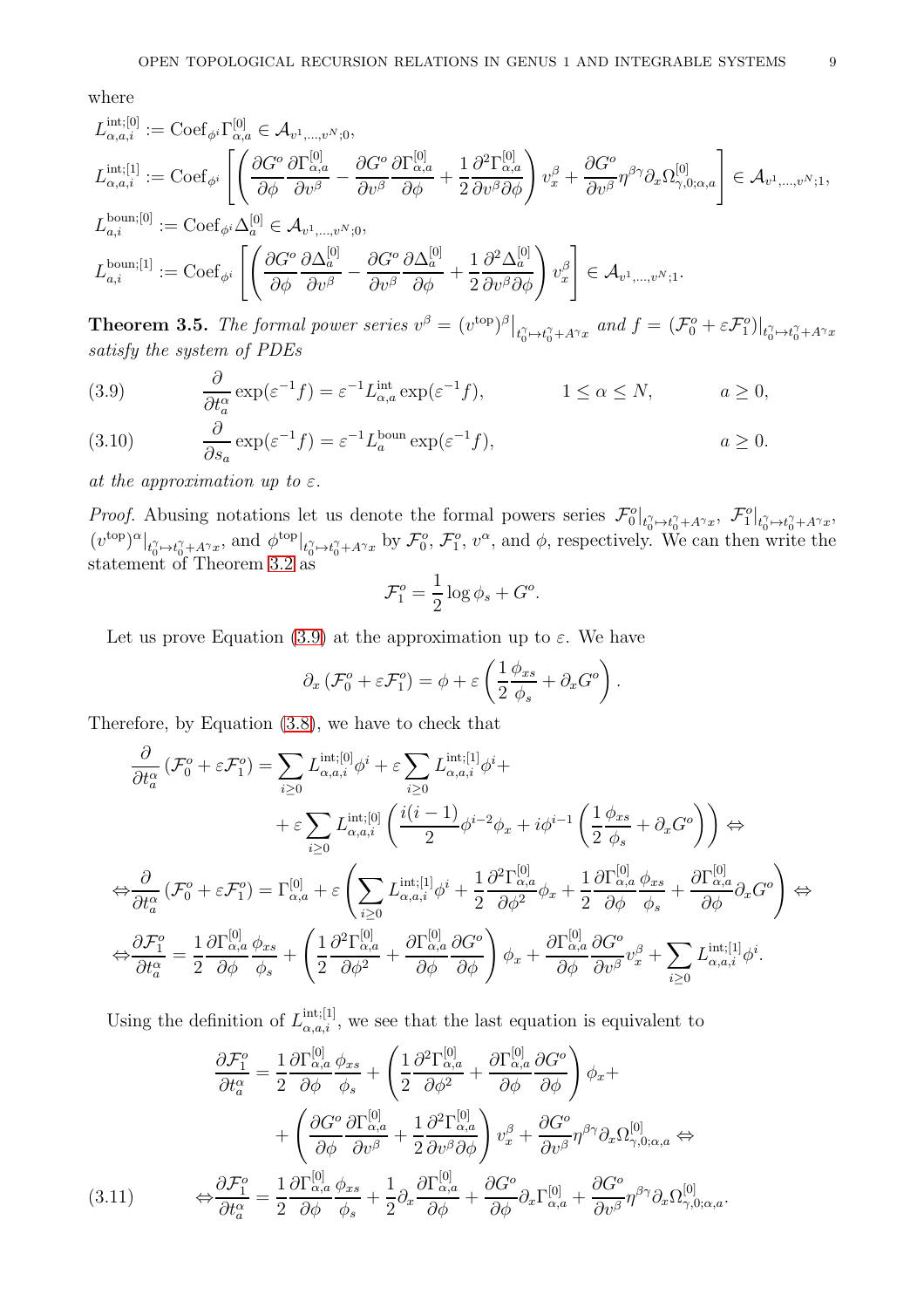where

$$L^{\mathrm{int};[0]}_{\alpha,a,i} := \mathrm{Coef}_{\phi^i}\Gamma^{[0]}_{\alpha,a} \in \mathcal{A}_{v^1,\dots,v^N;0},$$

$$L^{\mathrm{int};[1]}_{\alpha,a,i} := \mathrm{Coef}_{\phi^i}\left[\left(\frac{\partial G^o}{\partial \phi}\frac{\partial \Gamma^{[0]}_{\alpha,a}}{\partial v^\beta} - \frac{\partial G^o}{\partial v^\beta}\frac{\partial \Gamma^{[0]}_{\alpha,a}}{\partial \phi} + \frac{1}{2}\frac{\partial^2 \Gamma^{[0]}_{\alpha,a}}{\partial v^\beta \partial \phi}\right)v^\beta_x + \frac{\partial G^o}{\partial v^\beta}\eta^{\beta\gamma}\partial_x \Omega^{[0]}_{\gamma,0;\alpha,a}\right] \in \mathcal{A}_{v^1,\dots,v^N;1},$$

$$L^{\mathrm{boun};[0]}_{a,i} := \mathrm{Coef}_{\phi^i}\Delta^{[0]}_a \in \mathcal{A}_{v^1,\dots,v^N;0},$$

$$L^{\mathrm{boun};[1]}_{a,i} := \mathrm{Coef}_{\phi^i}\left[\left(\frac{\partial G^o}{\partial \phi}\frac{\partial \Delta^{[0]}_a}{\partial v^\beta} - \frac{\partial G^o}{\partial v^\beta}\frac{\partial \Delta^{[0]}_a}{\partial \phi} + \frac{1}{2}\frac{\partial^2 \Delta^{[0]}_a}{\partial v^\beta \partial \phi}\right)v^\beta_x\right] \in \mathcal{A}_{v^1,\dots,v^N;1}.$$

**Theorem 3.5.** *The formal power series $v^\beta = (v^{\mathrm{top}})^\beta\big|_{t^\gamma_0 \mapsto t^\gamma_0 + A^\gamma x}$ and $f = (\mathcal{F}^o_0 + \varepsilon \mathcal{F}^o_1)\big|_{t^\gamma_0 \mapsto t^\gamma_0 + A^\gamma x}$ satisfy the system of PDEs*

$$\frac{\partial}{\partial t^\alpha_a}\exp(\varepsilon^{-1}f) = \varepsilon^{-1}L^{\mathrm{int}}_{\alpha,a}\exp(\varepsilon^{-1}f), \qquad 1 \le \alpha \le N, \qquad a \ge 0, \tag{3.9}$$

$$\frac{\partial}{\partial s_a}\exp(\varepsilon^{-1}f) = \varepsilon^{-1}L^{\mathrm{boun}}_{a}\exp(\varepsilon^{-1}f), \qquad a \ge 0. \tag{3.10}$$

*at the approximation up to $\varepsilon$.*

*Proof.* Abusing notations let us denote the formal powers series $\mathcal{F}^o_0|_{t^\gamma_0 \mapsto t^\gamma_0 + A^\gamma x}$, $\mathcal{F}^o_1|_{t^\gamma_0 \mapsto t^\gamma_0 + A^\gamma x}$, $(v^{\mathrm{top}})^\alpha|_{t^\gamma_0 \mapsto t^\gamma_0 + A^\gamma x}$, and $\phi^{\mathrm{top}}|_{t^\gamma_0 \mapsto t^\gamma_0 + A^\gamma x}$ by $\mathcal{F}^o_0$, $\mathcal{F}^o_1$, $v^\alpha$, and $\phi$, respectively. We can then write the statement of Theorem 3.2 as

$$\mathcal{F}^o_1 = \frac{1}{2}\log \phi_s + G^o.$$

Let us prove Equation (3.9) at the approximation up to $\varepsilon$. We have

$$\partial_x(\mathcal{F}^o_0 + \varepsilon \mathcal{F}^o_1) = \phi + \varepsilon\left(\frac{1}{2}\frac{\phi_{xs}}{\phi_s} + \partial_x G^o\right).$$

Therefore, by Equation (3.8), we have to check that

$$\begin{aligned}
\frac{\partial}{\partial t^\alpha_a}(\mathcal{F}^o_0 + \varepsilon \mathcal{F}^o_1) = &\sum_{i\ge 0} L^{\mathrm{int};[0]}_{\alpha,a,i}\phi^i + \varepsilon \sum_{i \ge 0} L^{\mathrm{int};[1]}_{\alpha,a,i}\phi^i + \\
&+ \varepsilon \sum_{i\ge 0} L^{\mathrm{int};[0]}_{\alpha,a,i}\left(\frac{i(i-1)}{2}\phi^{i-2}\phi_x + i\phi^{i-1}\left(\frac{1}{2}\frac{\phi_{xs}}{\phi_s} + \partial_x G^o\right)\right) \Leftrightarrow \\
\Leftrightarrow \frac{\partial}{\partial t^\alpha_a}(\mathcal{F}^o_0 + \varepsilon \mathcal{F}^o_1) = &\Gamma^{[0]}_{\alpha,a} + \varepsilon\left(\sum_{i\ge 0} L^{\mathrm{int};[1]}_{\alpha,a,i}\phi^i + \frac{1}{2}\frac{\partial^2 \Gamma^{[0]}_{\alpha,a}}{\partial \phi^2}\phi_x + \frac{1}{2}\frac{\partial \Gamma^{[0]}_{\alpha,a}}{\partial \phi}\frac{\phi_{xs}}{\phi_s} + \frac{\partial \Gamma^{[0]}_{\alpha,a}}{\partial \phi}\partial_x G^o\right) \Leftrightarrow \\
\Leftrightarrow \frac{\partial \mathcal{F}^o_1}{\partial t^\alpha_a} = &\frac{1}{2}\frac{\partial \Gamma^{[0]}_{\alpha,a}}{\partial \phi}\frac{\phi_{xs}}{\phi_s} + \left(\frac{1}{2}\frac{\partial^2 \Gamma^{[0]}_{\alpha,a}}{\partial \phi^2} + \frac{\partial \Gamma^{[0]}_{\alpha,a}}{\partial \phi}\frac{\partial G^o}{\partial \phi}\right)\phi_x + \frac{\partial \Gamma^{[0]}_{\alpha,a}}{\partial \phi}\frac{\partial G^o}{\partial v^\beta}v^\beta_x + \sum_{i\ge 0} L^{\mathrm{int};[1]}_{\alpha,a,i}\phi^i.
\end{aligned}$$

Using the definition of $L^{\mathrm{int};[1]}_{\alpha,a,i}$, we see that the last equation is equivalent to

$$\begin{aligned}
\frac{\partial \mathcal{F}^o_1}{\partial t^\alpha_a} = &\frac{1}{2}\frac{\partial \Gamma^{[0]}_{\alpha,a}}{\partial \phi}\frac{\phi_{xs}}{\phi_s} + \left(\frac{1}{2}\frac{\partial^2 \Gamma^{[0]}_{\alpha,a}}{\partial \phi^2} + \frac{\partial \Gamma^{[0]}_{\alpha,a}}{\partial \phi}\frac{\partial G^o}{\partial \phi}\right)\phi_x + \\
&+ \left(\frac{\partial G^o}{\partial \phi}\frac{\partial \Gamma^{[0]}_{\alpha,a}}{\partial v^\beta} + \frac{1}{2}\frac{\partial^2 \Gamma^{[0]}_{\alpha,a}}{\partial v^\beta \partial \phi}\right)v^\beta_x + \frac{\partial G^o}{\partial v^\beta}\eta^{\beta\gamma}\partial_x \Omega^{[0]}_{\gamma,0;\alpha,a} \Leftrightarrow
\end{aligned}$$

$$\Leftrightarrow \frac{\partial \mathcal{F}^o_1}{\partial t^\alpha_a} = \frac{1}{2}\frac{\partial \Gamma^{[0]}_{\alpha,a}}{\partial \phi}\frac{\phi_{xs}}{\phi_s} + \frac{1}{2}\partial_x \frac{\partial \Gamma^{[0]}_{\alpha,a}}{\partial \phi} + \frac{\partial G^o}{\partial \phi}\partial_x \Gamma^{[0]}_{\alpha,a} + \frac{\partial G^o}{\partial v^\beta}\eta^{\beta\gamma}\partial_x \Omega^{[0]}_{\gamma,0;\alpha,a}. \tag{3.11}$$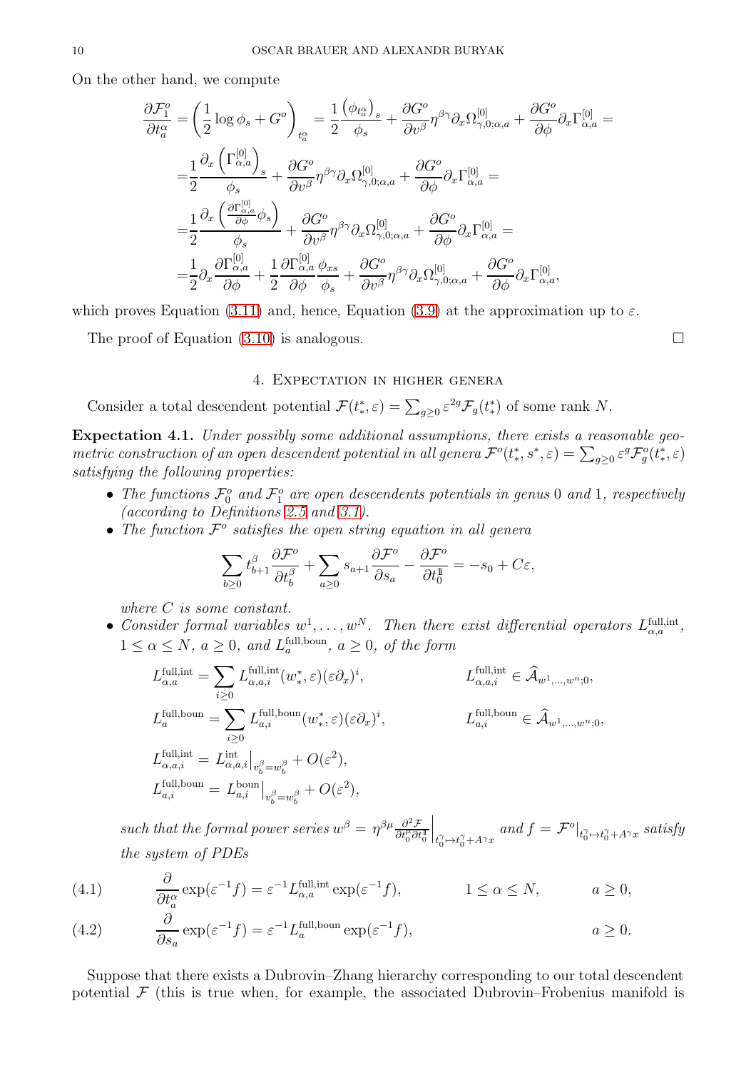On the other hand, we compute

$$
\begin{aligned}
\frac{\partial \mathcal{F}_1^o}{\partial t^\alpha_a} =& \left(\frac{1}{2}\log\phi_s + G^o\right)_{t^\alpha_a} = \frac{1}{2}\frac{\left(\phi_{t^\alpha_a}\right)_s}{\phi_s} + \frac{\partial G^o}{\partial v^\beta}\eta^{\beta\gamma}\partial_x\Omega^{[0]}_{\gamma,0;\alpha,a} + \frac{\partial G^o}{\partial \phi}\partial_x\Gamma^{[0]}_{\alpha,a} = \\
=&\frac{1}{2}\frac{\partial_x\left(\Gamma^{[0]}_{\alpha,a}\right)_s}{\phi_s} + \frac{\partial G^o}{\partial v^\beta}\eta^{\beta\gamma}\partial_x\Omega^{[0]}_{\gamma,0;\alpha,a} + \frac{\partial G^o}{\partial \phi}\partial_x\Gamma^{[0]}_{\alpha,a} = \\
=&\frac{1}{2}\frac{\partial_x\left(\frac{\partial\Gamma^{[0]}_{\alpha,a}}{\partial\phi}\phi_s\right)}{\phi_s} + \frac{\partial G^o}{\partial v^\beta}\eta^{\beta\gamma}\partial_x\Omega^{[0]}_{\gamma,0;\alpha,a} + \frac{\partial G^o}{\partial \phi}\partial_x\Gamma^{[0]}_{\alpha,a} = \\
=&\frac{1}{2}\partial_x\frac{\partial\Gamma^{[0]}_{\alpha,a}}{\partial\phi} + \frac{1}{2}\frac{\partial\Gamma^{[0]}_{\alpha,a}}{\partial\phi}\frac{\phi_{xs}}{\phi_s} + \frac{\partial G^o}{\partial v^\beta}\eta^{\beta\gamma}\partial_x\Omega^{[0]}_{\gamma,0;\alpha,a} + \frac{\partial G^o}{\partial \phi}\partial_x\Gamma^{[0]}_{\alpha,a},
\end{aligned}
$$

which proves Equation (3.11) and, hence, Equation (3.9) at the approximation up to $\varepsilon$.

The proof of Equation (3.10) is analogous. $\square$

## 4. Expectation in higher genera

Consider a total descendent potential $\mathcal{F}(t^*_*,\varepsilon) = \sum_{g\geq 0}\varepsilon^{2g}\mathcal{F}_g(t^*_*)$ of some rank $N$.

**Expectation 4.1.** *Under possibly some additional assumptions, there exists a reasonable geometric construction of an open descendent potential in all genera* $\mathcal{F}^o(t^*_*,s^*,\varepsilon) = \sum_{g\geq 0}\varepsilon^g\mathcal{F}^o_g(t^*_*,\varepsilon)$ *satisfying the following properties:*

- *The functions* $\mathcal{F}^o_0$ *and* $\mathcal{F}^o_1$ *are open descendents potentials in genus* $0$ *and* $1$*, respectively (according to Definitions 2.5 and 3.1).*
- *The function* $\mathcal{F}^o$ *satisfies the open string equation in all genera*
$$
\sum_{b\geq 0} t^\beta_{b+1}\frac{\partial\mathcal{F}^o}{\partial t^\beta_b} + \sum_{a\geq 0}s_{a+1}\frac{\partial\mathcal{F}^o}{\partial s_a} - \frac{\partial\mathcal{F}^o}{\partial t^{1\!\!1}_0} = -s_0 + C\varepsilon,
$$
*where* $C$ *is some constant.*
- *Consider formal variables* $w^1,\ldots,w^N$*. Then there exist differential operators* $L^{\mathrm{full,int}}_{\alpha,a}$*,* $1\leq\alpha\leq N$*,* $a\geq 0$*, and* $L^{\mathrm{full,boun}}_a$*,* $a\geq 0$*, of the form*
$$
\begin{aligned}
&L^{\mathrm{full,int}}_{\alpha,a} = \sum_{i\geq 0}L^{\mathrm{full,int}}_{\alpha,a,i}(w^*_*,\varepsilon)(\varepsilon\partial_x)^i, && L^{\mathrm{full,int}}_{\alpha,a,i}\in\widehat{\mathcal{A}}_{w^1,\ldots,w^n;0},\\
&L^{\mathrm{full,boun}}_{a} = \sum_{i\geq 0}L^{\mathrm{full,boun}}_{a,i}(w^*_*,\varepsilon)(\varepsilon\partial_x)^i, && L^{\mathrm{full,boun}}_{a,i}\in\widehat{\mathcal{A}}_{w^1,\ldots,w^n;0},\\
&L^{\mathrm{full,int}}_{\alpha,a,i} = L^{\mathrm{int}}_{\alpha,a,i}\big|_{v^\beta_b = w^\beta_b} + O(\varepsilon^2), &&\\
&L^{\mathrm{full,boun}}_{a,i} = L^{\mathrm{boun}}_{a,i}\big|_{v^\beta_b = w^\beta_b} + O(\varepsilon^2), &&
\end{aligned}
$$
*such that the formal power series* $w^\beta = \eta^{\beta\mu}\frac{\partial^2\mathcal{F}}{\partial t^\mu_0\partial t^{1\!\!1}_0}\Big|_{t^\gamma_0\mapsto t^\gamma_0 + A^\gamma x}$ *and* $f = \mathcal{F}^o|_{t^\gamma_0\mapsto t^\gamma_0 + A^\gamma x}$ *satisfy the system of PDEs*

$$
\frac{\partial}{\partial t^\alpha_a}\exp(\varepsilon^{-1}f) = \varepsilon^{-1}L^{\mathrm{full,int}}_{\alpha,a}\exp(\varepsilon^{-1}f), \qquad 1\leq\alpha\leq N, \qquad a\geq 0, \tag{4.1}
$$
$$
\frac{\partial}{\partial s_a}\exp(\varepsilon^{-1}f) = \varepsilon^{-1}L^{\mathrm{full,boun}}_{a}\exp(\varepsilon^{-1}f), \qquad a\geq 0. \tag{4.2}
$$

Suppose that there exists a Dubrovin–Zhang hierarchy corresponding to our total descendent potential $\mathcal{F}$ (this is true when, for example, the associated Dubrovin–Frobenius manifold is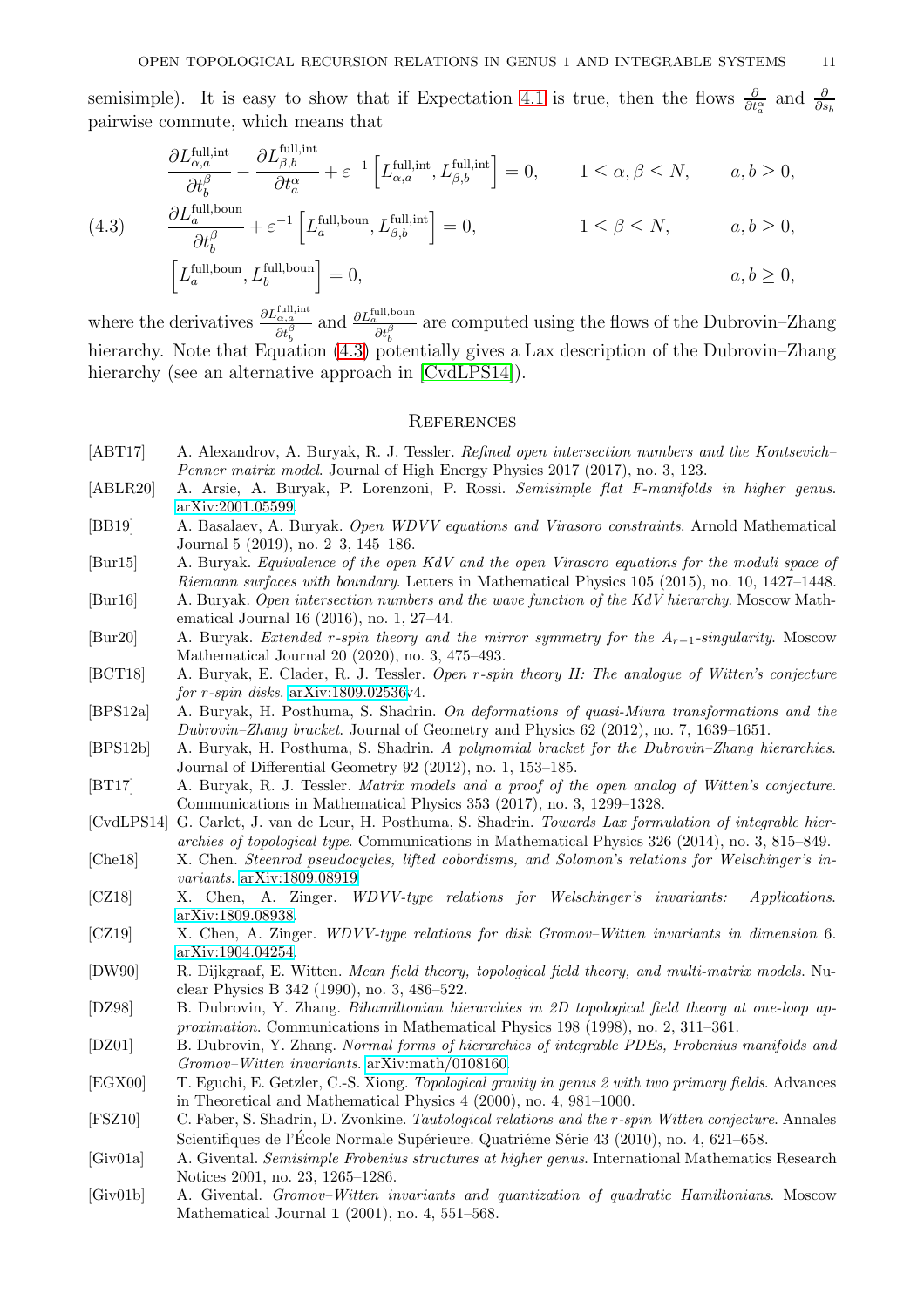semisimple). It is easy to show that if Expectation 4.1 is true, then the flows $\frac{\partial}{\partial t^\alpha_a}$ and $\frac{\partial}{\partial s_b}$ pairwise commute, which means that

$$
\begin{aligned}
&\frac{\partial L^{\text{full,int}}_{\alpha,a}}{\partial t^\beta_b} - \frac{\partial L^{\text{full,int}}_{\beta,b}}{\partial t^\alpha_a} + \varepsilon^{-1}\left[L^{\text{full,int}}_{\alpha,a}, L^{\text{full,int}}_{\beta,b}\right] = 0, \qquad 1 \le \alpha,\beta \le N, \qquad a,b \ge 0,\\
&\frac{\partial L^{\text{full,boun}}_{a}}{\partial t^\beta_b} + \varepsilon^{-1}\left[L^{\text{full,boun}}_{a}, L^{\text{full,int}}_{\beta,b}\right] = 0, \qquad 1 \le \beta \le N, \qquad a,b \ge 0,\\
&\left[L^{\text{full,boun}}_{a}, L^{\text{full,boun}}_{b}\right] = 0, \qquad a,b \ge 0,
\end{aligned}
\tag{4.3}
$$

where the derivatives $\frac{\partial L^{\text{full,int}}_{\alpha,a}}{\partial t^\beta_b}$ and $\frac{\partial L^{\text{full,boun}}_{a}}{\partial t^\beta_b}$ are computed using the flows of the Dubrovin–Zhang hierarchy. Note that Equation (4.3) potentially gives a Lax description of the Dubrovin–Zhang hierarchy (see an alternative approach in [CvdLPS14]).

## References

- [ABT17] A. Alexandrov, A. Buryak, R. J. Tessler. *Refined open intersection numbers and the Kontsevich–Penner matrix model*. Journal of High Energy Physics 2017 (2017), no. 3, 123.
- [ABLR20] A. Arsie, A. Buryak, P. Lorenzoni, P. Rossi. *Semisimple flat F-manifolds in higher genus*. arXiv:2001.05599.
- [BB19] A. Basalaev, A. Buryak. *Open WDVV equations and Virasoro constraints*. Arnold Mathematical Journal 5 (2019), no. 2–3, 145–186.
- [Bur15] A. Buryak. *Equivalence of the open KdV and the open Virasoro equations for the moduli space of Riemann surfaces with boundary*. Letters in Mathematical Physics 105 (2015), no. 10, 1427–1448.
- [Bur16] A. Buryak. *Open intersection numbers and the wave function of the KdV hierarchy*. Moscow Mathematical Journal 16 (2016), no. 1, 27–44.
- [Bur20] A. Buryak. *Extended r-spin theory and the mirror symmetry for the $A_{r-1}$-singularity*. Moscow Mathematical Journal 20 (2020), no. 3, 475–493.
- [BCT18] A. Buryak, E. Clader, R. J. Tessler. *Open r-spin theory II: The analogue of Witten's conjecture for r-spin disks*. arXiv:1809.02536v4.
- [BPS12a] A. Buryak, H. Posthuma, S. Shadrin. *On deformations of quasi-Miura transformations and the Dubrovin–Zhang bracket*. Journal of Geometry and Physics 62 (2012), no. 7, 1639–1651.
- [BPS12b] A. Buryak, H. Posthuma, S. Shadrin. *A polynomial bracket for the Dubrovin–Zhang hierarchies*. Journal of Differential Geometry 92 (2012), no. 1, 153–185.
- [BT17] A. Buryak, R. J. Tessler. *Matrix models and a proof of the open analog of Witten's conjecture*. Communications in Mathematical Physics 353 (2017), no. 3, 1299–1328.
- [CvdLPS14] G. Carlet, J. van de Leur, H. Posthuma, S. Shadrin. *Towards Lax formulation of integrable hierarchies of topological type*. Communications in Mathematical Physics 326 (2014), no. 3, 815–849.
- [Che18] X. Chen. *Steenrod pseudocycles, lifted cobordisms, and Solomon's relations for Welschinger's invariants*. arXiv:1809.08919.
- [CZ18] X. Chen, A. Zinger. *WDVV-type relations for Welschinger's invariants: Applications*. arXiv:1809.08938.
- [CZ19] X. Chen, A. Zinger. *WDVV-type relations for disk Gromov–Witten invariants in dimension 6*. arXiv:1904.04254.
- [DW90] R. Dijkgraaf, E. Witten. *Mean field theory, topological field theory, and multi-matrix models*. Nuclear Physics B 342 (1990), no. 3, 486–522.
- [DZ98] B. Dubrovin, Y. Zhang. *Bihamiltonian hierarchies in 2D topological field theory at one-loop approximation*. Communications in Mathematical Physics 198 (1998), no. 2, 311–361.
- [DZ01] B. Dubrovin, Y. Zhang. *Normal forms of hierarchies of integrable PDEs, Frobenius manifolds and Gromov–Witten invariants*. arXiv:math/0108160.
- [EGX00] T. Eguchi, E. Getzler, C.-S. Xiong. *Topological gravity in genus 2 with two primary fields*. Advances in Theoretical and Mathematical Physics 4 (2000), no. 4, 981–1000.
- [FSZ10] C. Faber, S. Shadrin, D. Zvonkine. *Tautological relations and the r-spin Witten conjecture*. Annales Scientifiques de l'École Normale Supérieure. Quatriéme Série 43 (2010), no. 4, 621–658.
- [Giv01a] A. Givental. *Semisimple Frobenius structures at higher genus*. International Mathematics Research Notices 2001, no. 23, 1265–1286.
- [Giv01b] A. Givental. *Gromov–Witten invariants and quantization of quadratic Hamiltonians*. Moscow Mathematical Journal **1** (2001), no. 4, 551–568.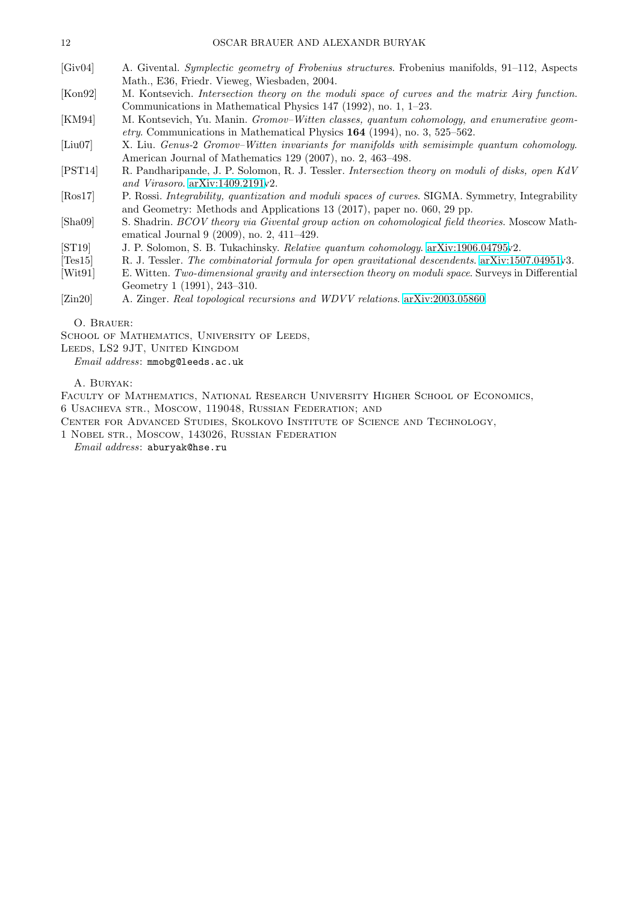- [Giv04] A. Givental. *Symplectic geometry of Frobenius structures*. Frobenius manifolds, 91–112, Aspects Math., E36, Friedr. Vieweg, Wiesbaden, 2004.
- [Kon92] M. Kontsevich. *Intersection theory on the moduli space of curves and the matrix Airy function*. Communications in Mathematical Physics 147 (1992), no. 1, 1–23.
- [KM94] M. Kontsevich, Yu. Manin. *Gromov–Witten classes, quantum cohomology, and enumerative geometry*. Communications in Mathematical Physics **164** (1994), no. 3, 525–562.
- [Liu07] X. Liu. *Genus-2 Gromov–Witten invariants for manifolds with semisimple quantum cohomology*. American Journal of Mathematics 129 (2007), no. 2, 463–498.
- [PST14] R. Pandharipande, J. P. Solomon, R. J. Tessler. *Intersection theory on moduli of disks, open KdV and Virasoro*. arXiv:1409.2191v2.
- [Ros17] P. Rossi. *Integrability, quantization and moduli spaces of curves*. SIGMA. Symmetry, Integrability and Geometry: Methods and Applications 13 (2017), paper no. 060, 29 pp.
- [Sha09] S. Shadrin. *BCOV theory via Givental group action on cohomological field theories*. Moscow Mathematical Journal 9 (2009), no. 2, 411–429.
- [ST19] J. P. Solomon, S. B. Tukachinsky. *Relative quantum cohomology*. arXiv:1906.04795v2.
- [Tes15] R. J. Tessler. *The combinatorial formula for open gravitational descendents*. arXiv:1507.04951v3.
- [Wit91] E. Witten. *Two-dimensional gravity and intersection theory on moduli space*. Surveys in Differential Geometry 1 (1991), 243–310.
- [Zin20] A. Zinger. *Real topological recursions and WDVV relations*. arXiv:2003.05860.

O. Brauer:
School of Mathematics, University of Leeds,
Leeds, LS2 9JT, United Kingdom
*Email address*: mmobg@leeds.ac.uk

A. Buryak:
Faculty of Mathematics, National Research University Higher School of Economics,
6 Usacheva str., Moscow, 119048, Russian Federation; and
Center for Advanced Studies, Skolkovo Institute of Science and Technology,
1 Nobel str., Moscow, 143026, Russian Federation
*Email address*: aburyak@hse.ru